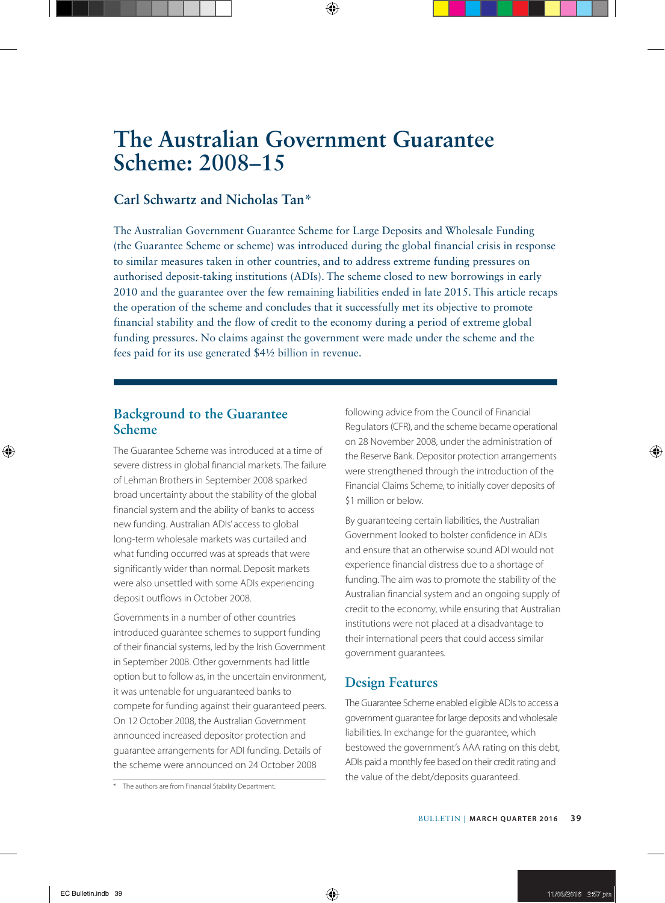# The Australian Government Guarantee Scheme: 2008–15

## Carl Schwartz and Nicholas Tan*

The Australian Government Guarantee Scheme for Large Deposits and Wholesale Funding (the Guarantee Scheme or scheme) was introduced during the global financial crisis in response to similar measures taken in other countries, and to address extreme funding pressures on authorised deposit-taking institutions (ADIs). The scheme closed to new borrowings in early 2010 and the guarantee over the few remaining liabilities ended in late 2015. This article recaps the operation of the scheme and concludes that it successfully met its objective to promote financial stability and the flow of credit to the economy during a period of extreme global funding pressures. No claims against the government were made under the scheme and the fees paid for its use generated $4½ billion in revenue.

## Background to the Guarantee Scheme

The Guarantee Scheme was introduced at a time of severe distress in global financial markets. The failure of Lehman Brothers in September 2008 sparked broad uncertainty about the stability of the global financial system and the ability of banks to access new funding. Australian ADIs' access to global long-term wholesale markets was curtailed and what funding occurred was at spreads that were significantly wider than normal. Deposit markets were also unsettled with some ADIs experiencing deposit outflows in October 2008.

Governments in a number of other countries introduced guarantee schemes to support funding of their financial systems, led by the Irish Government in September 2008. Other governments had little option but to follow as, in the uncertain environment, it was untenable for unguaranteed banks to compete for funding against their guaranteed peers. On 12 October 2008, the Australian Government announced increased depositor protection and guarantee arrangements for ADI funding. Details of the scheme were announced on 24 October 2008 following advice from the Council of Financial Regulators (CFR), and the scheme became operational on 28 November 2008, under the administration of the Reserve Bank. Depositor protection arrangements were strengthened through the introduction of the Financial Claims Scheme, to initially cover deposits of $1 million or below.

By guaranteeing certain liabilities, the Australian Government looked to bolster confidence in ADIs and ensure that an otherwise sound ADI would not experience financial distress due to a shortage of funding. The aim was to promote the stability of the Australian financial system and an ongoing supply of credit to the economy, while ensuring that Australian institutions were not placed at a disadvantage to their international peers that could access similar government guarantees.

## Design Features

The Guarantee Scheme enabled eligible ADIs to access a government guarantee for large deposits and wholesale liabilities. In exchange for the guarantee, which bestowed the government's AAA rating on this debt, ADIs paid a monthly fee based on their credit rating and the value of the debt/deposits guaranteed.

* The authors are from Financial Stability Department.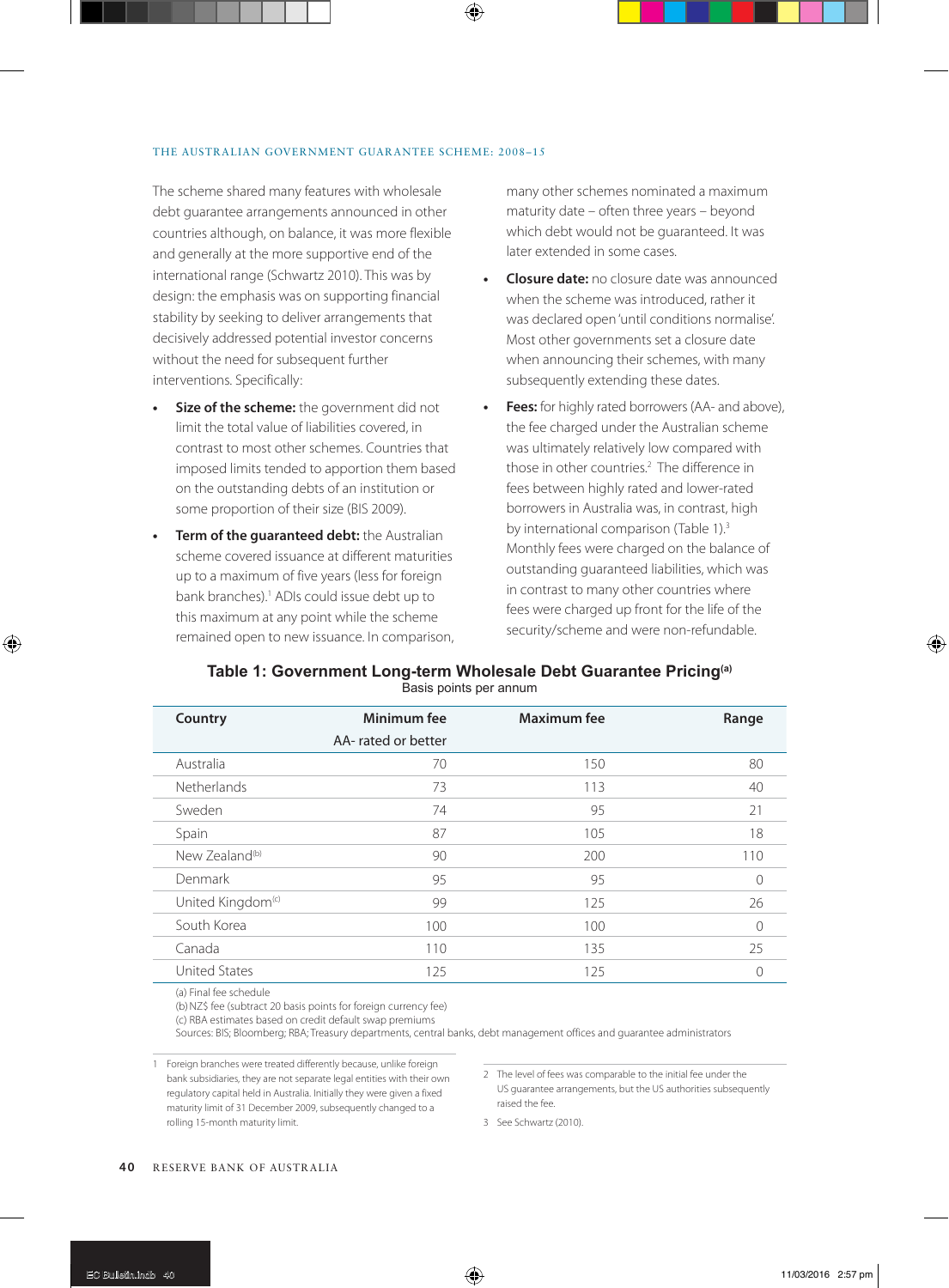The scheme shared many features with wholesale debt guarantee arrangements announced in other countries although, on balance, it was more flexible and generally at the more supportive end of the international range (Schwartz 2010). This was by design: the emphasis was on supporting financial stability by seeking to deliver arrangements that decisively addressed potential investor concerns without the need for subsequent further interventions. Specifically:

- **Size of the scheme:** the government did not limit the total value of liabilities covered, in contrast to most other schemes. Countries that imposed limits tended to apportion them based on the outstanding debts of an institution or some proportion of their size (BIS 2009).
- **Term of the guaranteed debt:** the Australian scheme covered issuance at different maturities up to a maximum of five years (less for foreign bank branches).[1] ADIs could issue debt up to this maximum at any point while the scheme remained open to new issuance. In comparison, many other schemes nominated a maximum maturity date – often three years – beyond which debt would not be guaranteed. It was later extended in some cases.
- **Closure date:** no closure date was announced when the scheme was introduced, rather it was declared open 'until conditions normalise'. Most other governments set a closure date when announcing their schemes, with many subsequently extending these dates.
- **Fees:** for highly rated borrowers (AA- and above), the fee charged under the Australian scheme was ultimately relatively low compared with those in other countries.[2] The difference in fees between highly rated and lower-rated borrowers in Australia was, in contrast, high by international comparison (Table 1).[3] Monthly fees were charged on the balance of outstanding guaranteed liabilities, which was in contrast to many other countries where fees were charged up front for the life of the security/scheme and were non-refundable.

**Table 1: Government Long-term Wholesale Debt Guarantee Pricing**[(a)]
Basis points per annum

| Country | Minimum fee<br>AA- rated or better | Maximum fee | Range |
|---|---|---|---|
| Australia | 70 | 150 | 80 |
| Netherlands | 73 | 113 | 40 |
| Sweden | 74 | 95 | 21 |
| Spain | 87 | 105 | 18 |
| New Zealand[(b)] | 90 | 200 | 110 |
| Denmark | 95 | 95 | 0 |
| United Kingdom[(c)] | 99 | 125 | 26 |
| South Korea | 100 | 100 | 0 |
| Canada | 110 | 135 | 25 |
| United States | 125 | 125 | 0 |

(a) Final fee schedule
(b) NZ$ fee (subtract 20 basis points for foreign currency fee)
(c) RBA estimates based on credit default swap premiums
Sources: BIS; Bloomberg; RBA; Treasury departments, central banks, debt management offices and guarantee administrators

1 Foreign branches were treated differently because, unlike foreign bank subsidiaries, they are not separate legal entities with their own regulatory capital held in Australia. Initially they were given a fixed maturity limit of 31 December 2009, subsequently changed to a rolling 15-month maturity limit.

2 The level of fees was comparable to the initial fee under the US guarantee arrangements, but the US authorities subsequently raised the fee.

3 See Schwartz (2010).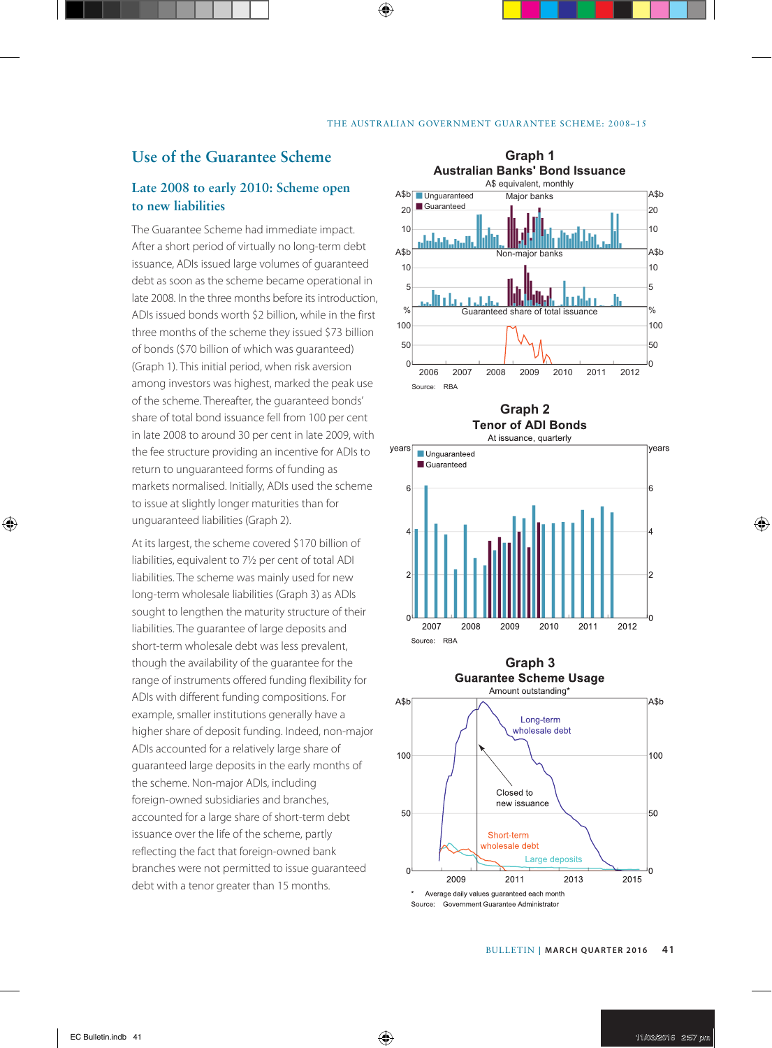## Use of the Guarantee Scheme

### Late 2008 to early 2010: Scheme open to new liabilities

The Guarantee Scheme had immediate impact. After a short period of virtually no long-term debt issuance, ADIs issued large volumes of guaranteed debt as soon as the scheme became operational in late 2008. In the three months before its introduction, ADIs issued bonds worth $2 billion, while in the first three months of the scheme they issued $73 billion of bonds ($70 billion of which was guaranteed) (Graph 1). This initial period, when risk aversion among investors was highest, marked the peak use of the scheme. Thereafter, the guaranteed bonds' share of total bond issuance fell from 100 per cent in late 2008 to around 30 per cent in late 2009, with the fee structure providing an incentive for ADIs to return to unguaranteed forms of funding as markets normalised. Initially, ADIs used the scheme to issue at slightly longer maturities than for unguaranteed liabilities (Graph 2).

At its largest, the scheme covered $170 billion of liabilities, equivalent to 7½ per cent of total ADI liabilities. The scheme was mainly used for new long-term wholesale liabilities (Graph 3) as ADIs sought to lengthen the maturity structure of their liabilities. The guarantee of large deposits and short-term wholesale debt was less prevalent, though the availability of the guarantee for the range of instruments offered funding flexibility for ADIs with different funding compositions. For example, smaller institutions generally have a higher share of deposit funding. Indeed, non-major ADIs accounted for a relatively large share of guaranteed large deposits in the early months of the scheme. Non-major ADIs, including foreign-owned subsidiaries and branches, accounted for a large share of short-term debt issuance over the life of the scheme, partly reflecting the fact that foreign-owned bank branches were not permitted to issue guaranteed debt with a tenor greater than 15 months.

**Graph 1**
**Australian Banks' Bond Issuance**
A$ equivalent, monthly

Source: RBA

**Graph 2**
**Tenor of ADI Bonds**
At issuance, quarterly

Source: RBA

**Graph 3**
**Guarantee Scheme Usage**
Amount outstanding*

\* Average daily values guaranteed each month
Source: Government Guarantee Administrator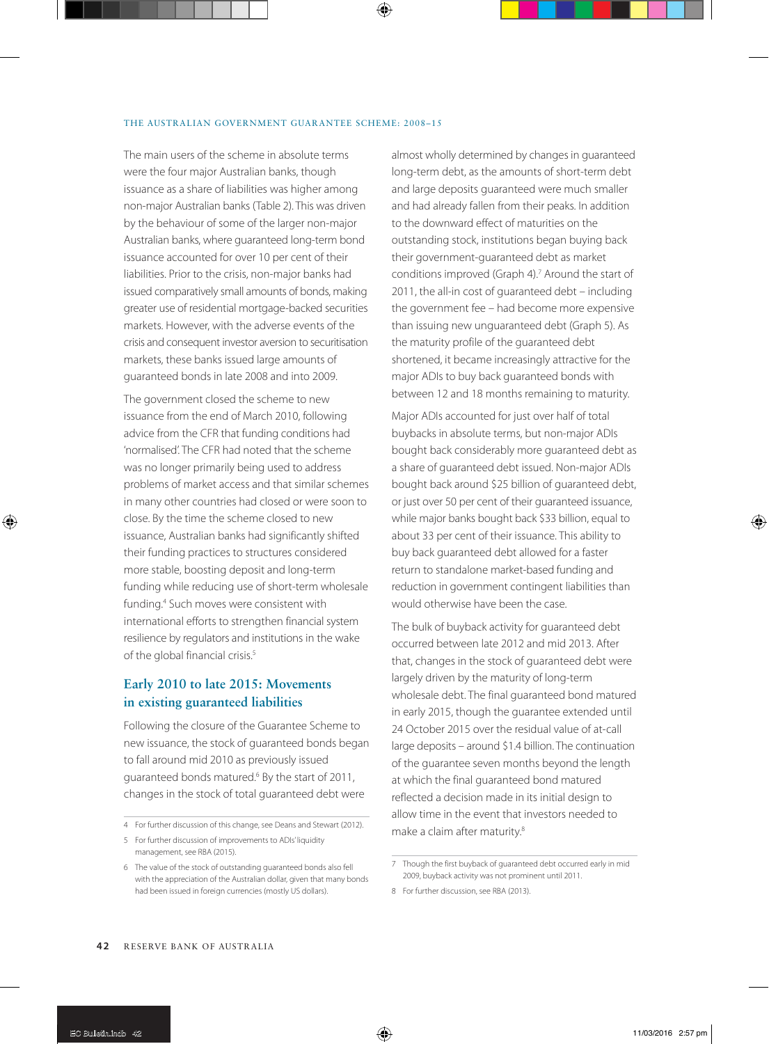The main users of the scheme in absolute terms were the four major Australian banks, though issuance as a share of liabilities was higher among non-major Australian banks (Table 2). This was driven by the behaviour of some of the larger non-major Australian banks, where guaranteed long-term bond issuance accounted for over 10 per cent of their liabilities. Prior to the crisis, non-major banks had issued comparatively small amounts of bonds, making greater use of residential mortgage-backed securities markets. However, with the adverse events of the crisis and consequent investor aversion to securitisation markets, these banks issued large amounts of guaranteed bonds in late 2008 and into 2009.

The government closed the scheme to new issuance from the end of March 2010, following advice from the CFR that funding conditions had 'normalised'. The CFR had noted that the scheme was no longer primarily being used to address problems of market access and that similar schemes in many other countries had closed or were soon to close. By the time the scheme closed to new issuance, Australian banks had significantly shifted their funding practices to structures considered more stable, boosting deposit and long-term funding while reducing use of short-term wholesale funding.[4] Such moves were consistent with international efforts to strengthen financial system resilience by regulators and institutions in the wake of the global financial crisis.[5]

## Early 2010 to late 2015: Movements in existing guaranteed liabilities

Following the closure of the Guarantee Scheme to new issuance, the stock of guaranteed bonds began to fall around mid 2010 as previously issued guaranteed bonds matured.[6] By the start of 2011, changes in the stock of total guaranteed debt were almost wholly determined by changes in guaranteed long-term debt, as the amounts of short-term debt and large deposits guaranteed were much smaller and had already fallen from their peaks. In addition to the downward effect of maturities on the outstanding stock, institutions began buying back their government-guaranteed debt as market conditions improved (Graph 4).[7] Around the start of 2011, the all-in cost of guaranteed debt – including the government fee – had become more expensive than issuing new unguaranteed debt (Graph 5). As the maturity profile of the guaranteed debt shortened, it became increasingly attractive for the major ADIs to buy back guaranteed bonds with between 12 and 18 months remaining to maturity.

Major ADIs accounted for just over half of total buybacks in absolute terms, but non-major ADIs bought back considerably more guaranteed debt as a share of guaranteed debt issued. Non-major ADIs bought back around $25 billion of guaranteed debt, or just over 50 per cent of their guaranteed issuance, while major banks bought back $33 billion, equal to about 33 per cent of their issuance. This ability to buy back guaranteed debt allowed for a faster return to standalone market-based funding and reduction in government contingent liabilities than would otherwise have been the case.

The bulk of buyback activity for guaranteed debt occurred between late 2012 and mid 2013. After that, changes in the stock of guaranteed debt were largely driven by the maturity of long-term wholesale debt. The final guaranteed bond matured in early 2015, though the guarantee extended until 24 October 2015 over the residual value of at-call large deposits – around $1.4 billion. The continuation of the guarantee seven months beyond the length at which the final guaranteed bond matured reflected a decision made in its initial design to allow time in the event that investors needed to make a claim after maturity.[8]

---

4 For further discussion of this change, see Deans and Stewart (2012).

5 For further discussion of improvements to ADIs' liquidity management, see RBA (2015).

6 The value of the stock of outstanding guaranteed bonds also fell with the appreciation of the Australian dollar, given that many bonds had been issued in foreign currencies (mostly US dollars).

7 Though the first buyback of guaranteed debt occurred early in mid 2009, buyback activity was not prominent until 2011.

8 For further discussion, see RBA (2013).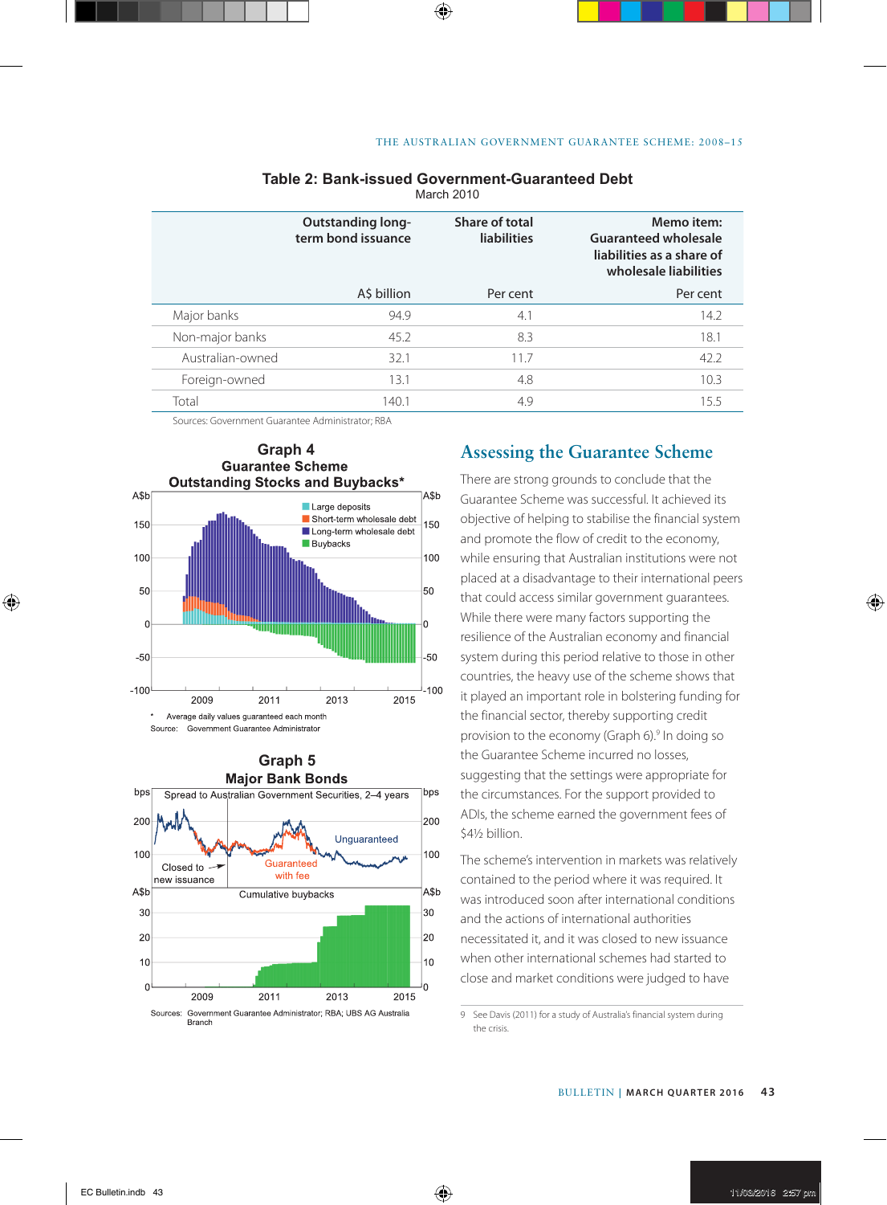**Table 2: Bank-issued Government-Guaranteed Debt**
March 2010

| | Outstanding long-term bond issuance | Share of total liabilities | Memo item: Guaranteed wholesale liabilities as a share of wholesale liabilities |
|---|---|---|---|
| | A$ billion | Per cent | Per cent |
| Major banks | 94.9 | 4.1 | 14.2 |
| Non-major banks | 45.2 | 8.3 | 18.1 |
| Australian-owned | 32.1 | 11.7 | 42.2 |
| Foreign-owned | 13.1 | 4.8 | 10.3 |
| Total | 140.1 | 4.9 | 15.5 |

Sources: Government Guarantee Administrator; RBA

**Graph 4**
**Guarantee Scheme**
**Outstanding Stocks and Buybacks***

\* Average daily values guaranteed each month

Source: Government Guarantee Administrator

**Graph 5**
**Major Bank Bonds**

Sources: Government Guarantee Administrator; RBA; UBS AG Australia Branch

## Assessing the Guarantee Scheme

There are strong grounds to conclude that the Guarantee Scheme was successful. It achieved its objective of helping to stabilise the financial system and promote the flow of credit to the economy, while ensuring that Australian institutions were not placed at a disadvantage to their international peers that could access similar government guarantees. While there were many factors supporting the resilience of the Australian economy and financial system during this period relative to those in other countries, the heavy use of the scheme shows that it played an important role in bolstering funding for the financial sector, thereby supporting credit provision to the economy (Graph 6).[9] In doing so the Guarantee Scheme incurred no losses, suggesting that the settings were appropriate for the circumstances. For the support provided to ADIs, the scheme earned the government fees of $4½ billion.

The scheme's intervention in markets was relatively contained to the period where it was required. It was introduced soon after international conditions and the actions of international authorities necessitated it, and it was closed to new issuance when other international schemes had started to close and market conditions were judged to have

9 See Davis (2011) for a study of Australia's financial system during the crisis.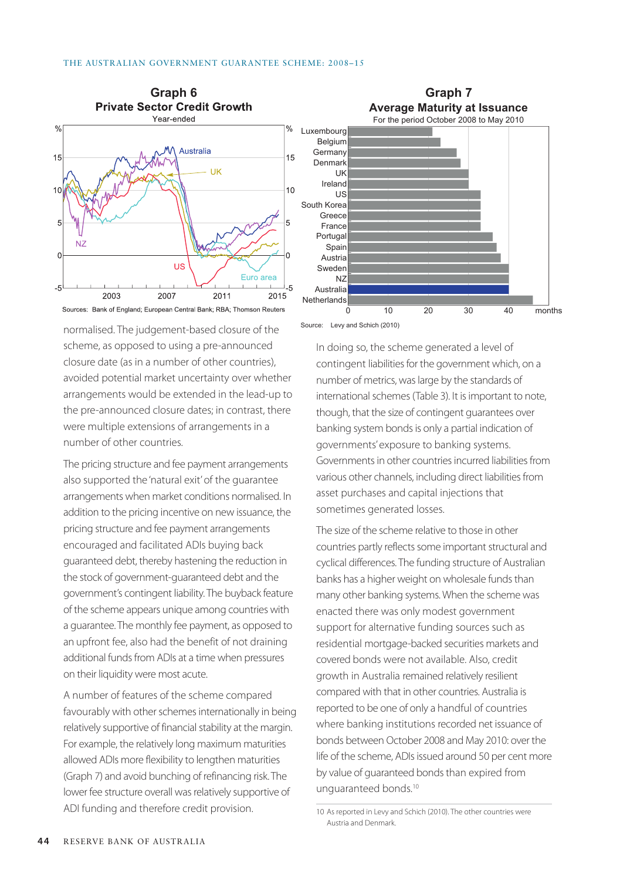**Graph 6**
**Private Sector Credit Growth**
Year-ended

Sources: Bank of England; European Central Bank; RBA; Thomson Reuters

**Graph 7**
**Average Maturity at Issuance**
For the period October 2008 to May 2010

Source: Levy and Schich (2010)

normalised. The judgement-based closure of the scheme, as opposed to using a pre-announced closure date (as in a number of other countries), avoided potential market uncertainty over whether arrangements would be extended in the lead-up to the pre-announced closure dates; in contrast, there were multiple extensions of arrangements in a number of other countries.

The pricing structure and fee payment arrangements also supported the 'natural exit' of the guarantee arrangements when market conditions normalised. In addition to the pricing incentive on new issuance, the pricing structure and fee payment arrangements encouraged and facilitated ADIs buying back guaranteed debt, thereby hastening the reduction in the stock of government-guaranteed debt and the government's contingent liability. The buyback feature of the scheme appears unique among countries with a guarantee. The monthly fee payment, as opposed to an upfront fee, also had the benefit of not draining additional funds from ADIs at a time when pressures on their liquidity were most acute.

A number of features of the scheme compared favourably with other schemes internationally in being relatively supportive of financial stability at the margin. For example, the relatively long maximum maturities allowed ADIs more flexibility to lengthen maturities (Graph 7) and avoid bunching of refinancing risk. The lower fee structure overall was relatively supportive of ADI funding and therefore credit provision.

In doing so, the scheme generated a level of contingent liabilities for the government which, on a number of metrics, was large by the standards of international schemes (Table 3). It is important to note, though, that the size of contingent guarantees over banking system bonds is only a partial indication of governments' exposure to banking systems. Governments in other countries incurred liabilities from various other channels, including direct liabilities from asset purchases and capital injections that sometimes generated losses.

The size of the scheme relative to those in other countries partly reflects some important structural and cyclical differences. The funding structure of Australian banks has a higher weight on wholesale funds than many other banking systems. When the scheme was enacted there was only modest government support for alternative funding sources such as residential mortgage-backed securities markets and covered bonds were not available. Also, credit growth in Australia remained relatively resilient compared with that in other countries. Australia is reported to be one of only a handful of countries where banking institutions recorded net issuance of bonds between October 2008 and May 2010: over the life of the scheme, ADIs issued around 50 per cent more by value of guaranteed bonds than expired from unguaranteed bonds.[10]

10 As reported in Levy and Schich (2010). The other countries were Austria and Denmark.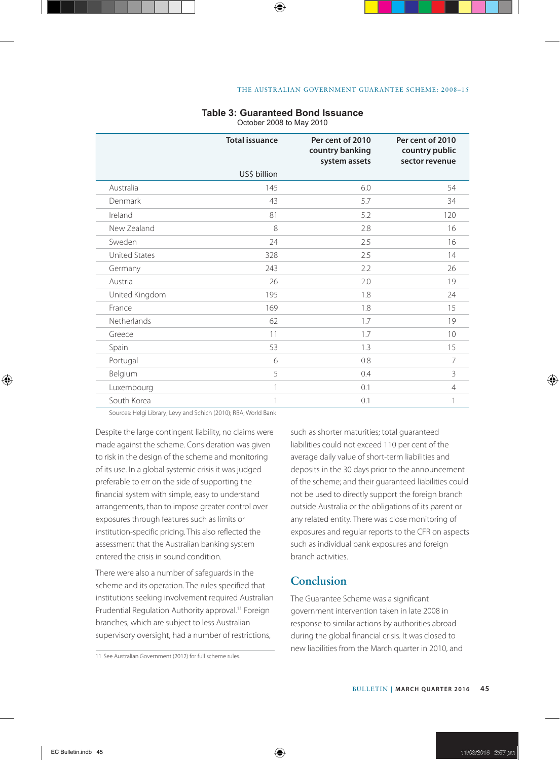**Table 3: Guaranteed Bond Issuance**
October 2008 to May 2010

| | Total issuance | Per cent of 2010 country banking system assets | Per cent of 2010 country public sector revenue |
|---|---|---|---|
| | US$ billion | | |
| Australia | 145 | 6.0 | 54 |
| Denmark | 43 | 5.7 | 34 |
| Ireland | 81 | 5.2 | 120 |
| New Zealand | 8 | 2.8 | 16 |
| Sweden | 24 | 2.5 | 16 |
| United States | 328 | 2.5 | 14 |
| Germany | 243 | 2.2 | 26 |
| Austria | 26 | 2.0 | 19 |
| United Kingdom | 195 | 1.8 | 24 |
| France | 169 | 1.8 | 15 |
| Netherlands | 62 | 1.7 | 19 |
| Greece | 11 | 1.7 | 10 |
| Spain | 53 | 1.3 | 15 |
| Portugal | 6 | 0.8 | 7 |
| Belgium | 5 | 0.4 | 3 |
| Luxembourg | 1 | 0.1 | 4 |
| South Korea | 1 | 0.1 | 1 |

Sources: Helgi Library; Levy and Schich (2010); RBA; World Bank

Despite the large contingent liability, no claims were made against the scheme. Consideration was given to risk in the design of the scheme and monitoring of its use. In a global systemic crisis it was judged preferable to err on the side of supporting the financial system with simple, easy to understand arrangements, than to impose greater control over exposures through features such as limits or institution-specific pricing. This also reflected the assessment that the Australian banking system entered the crisis in sound condition.

There were also a number of safeguards in the scheme and its operation. The rules specified that institutions seeking involvement required Australian Prudential Regulation Authority approval.[11] Foreign branches, which are subject to less Australian supervisory oversight, had a number of restrictions, such as shorter maturities; total guaranteed liabilities could not exceed 110 per cent of the average daily value of short-term liabilities and deposits in the 30 days prior to the announcement of the scheme; and their guaranteed liabilities could not be used to directly support the foreign branch outside Australia or the obligations of its parent or any related entity. There was close monitoring of exposures and regular reports to the CFR on aspects such as individual bank exposures and foreign branch activities.

## Conclusion

The Guarantee Scheme was a significant government intervention taken in late 2008 in response to similar actions by authorities abroad during the global financial crisis. It was closed to new liabilities from the March quarter in 2010, and

11 See Australian Government (2012) for full scheme rules.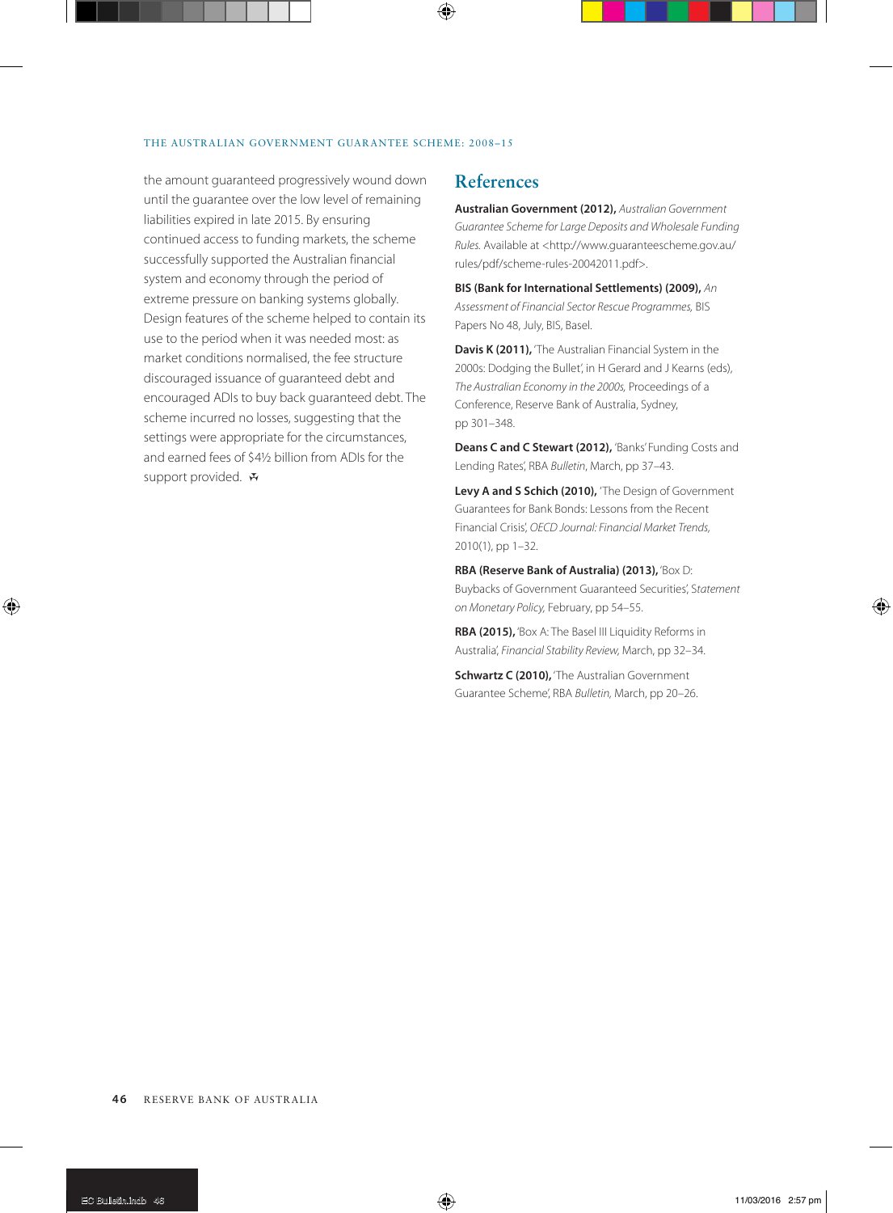the amount guaranteed progressively wound down until the guarantee over the low level of remaining liabilities expired in late 2015. By ensuring continued access to funding markets, the scheme successfully supported the Australian financial system and economy through the period of extreme pressure on banking systems globally. Design features of the scheme helped to contain its use to the period when it was needed most: as market conditions normalised, the fee structure discouraged issuance of guaranteed debt and encouraged ADIs to buy back guaranteed debt. The scheme incurred no losses, suggesting that the settings were appropriate for the circumstances, and earned fees of $4½ billion from ADIs for the support provided.

## References

**Australian Government (2012),** *Australian Government Guarantee Scheme for Large Deposits and Wholesale Funding Rules.* Available at <http://www.guaranteescheme.gov.au/rules/pdf/scheme-rules-20042011.pdf>.

**BIS (Bank for International Settlements) (2009),** *An Assessment of Financial Sector Rescue Programmes,* BIS Papers No 48, July, BIS, Basel.

**Davis K (2011),** 'The Australian Financial System in the 2000s: Dodging the Bullet', in H Gerard and J Kearns (eds), *The Australian Economy in the 2000s,* Proceedings of a Conference, Reserve Bank of Australia, Sydney, pp 301–348.

**Deans C and C Stewart (2012),** 'Banks' Funding Costs and Lending Rates', RBA *Bulletin*, March, pp 37–43.

**Levy A and S Schich (2010),** 'The Design of Government Guarantees for Bank Bonds: Lessons from the Recent Financial Crisis', *OECD Journal: Financial Market Trends,* 2010(1), pp 1–32.

**RBA (Reserve Bank of Australia) (2013),** 'Box D: Buybacks of Government Guaranteed Securities', *Statement on Monetary Policy,* February, pp 54–55.

**RBA (2015),** 'Box A: The Basel III Liquidity Reforms in Australia', *Financial Stability Review,* March, pp 32–34.

**Schwartz C (2010),** 'The Australian Government Guarantee Scheme', RBA *Bulletin,* March, pp 20–26.